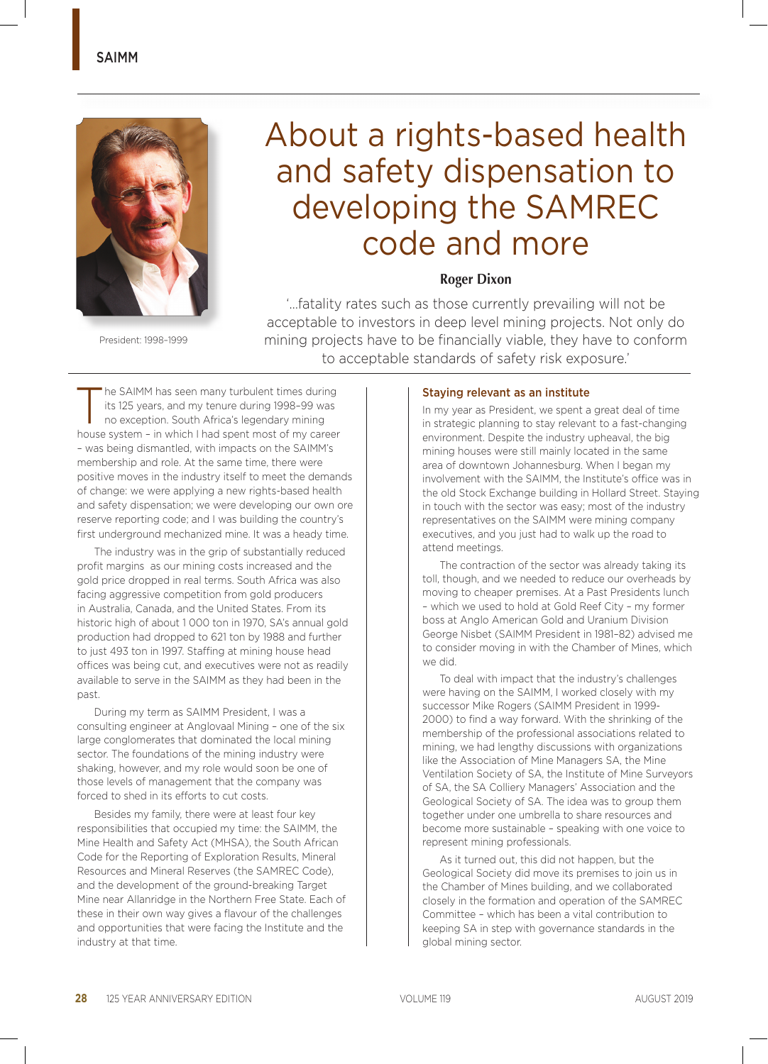# About a rights-based health and safety dispensation to developing the SAMREC code and more

**Roger Dixon**

President: 1998–1999

'...fatality rates such as those currently prevailing will not be acceptable to investors in deep level mining projects. Not only do mining projects have to be financially viable, they have to conform to acceptable standards of safety risk exposure.'

The SAIMM has seen many turbulent times during its 125 years, and my tenure during 1998–99 was no exception. South Africa's legendary mining house system – in which I had spent most of my career – was being dismantled, with impacts on the SAIMM's membership and role. At the same time, there were positive moves in the industry itself to meet the demands of change: we were applying a new rights-based health and safety dispensation; we were developing our own ore reserve reporting code; and I was building the country's first underground mechanized mine. It was a heady time.

The industry was in the grip of substantially reduced profit margins as our mining costs increased and the gold price dropped in real terms. South Africa was also facing aggressive competition from gold producers in Australia, Canada, and the United States. From its historic high of about 1 000 ton in 1970, SA's annual gold production had dropped to 621 ton by 1988 and further to just 493 ton in 1997. Staffing at mining house head offices was being cut, and executives were not as readily available to serve in the SAIMM as they had been in the past.

During my term as SAIMM President, I was a consulting engineer at Anglovaal Mining – one of the six large conglomerates that dominated the local mining sector. The foundations of the mining industry were shaking, however, and my role would soon be one of those levels of management that the company was forced to shed in its efforts to cut costs.

Besides my family, there were at least four key responsibilities that occupied my time: the SAIMM, the Mine Health and Safety Act (MHSA), the South African Code for the Reporting of Exploration Results, Mineral Resources and Mineral Reserves (the SAMREC Code), and the development of the ground-breaking Target Mine near Allanridge in the Northern Free State. Each of these in their own way gives a flavour of the challenges and opportunities that were facing the Institute and the industry at that time.

## Staying relevant as an institute

In my year as President, we spent a great deal of time in strategic planning to stay relevant to a fast-changing environment. Despite the industry upheaval, the big mining houses were still mainly located in the same area of downtown Johannesburg. When I began my involvement with the SAIMM, the Institute's office was in the old Stock Exchange building in Hollard Street. Staying in touch with the sector was easy; most of the industry representatives on the SAIMM were mining company executives, and you just had to walk up the road to attend meetings.

The contraction of the sector was already taking its toll, though, and we needed to reduce our overheads by moving to cheaper premises. At a Past Presidents lunch – which we used to hold at Gold Reef City – my former boss at Anglo American Gold and Uranium Division George Nisbet (SAIMM President in 1981–82) advised me to consider moving in with the Chamber of Mines, which we did.

To deal with impact that the industry's challenges were having on the SAIMM, I worked closely with my successor Mike Rogers (SAIMM President in 1999-2000) to find a way forward. With the shrinking of the membership of the professional associations related to mining, we had lengthy discussions with organizations like the Association of Mine Managers SA, the Mine Ventilation Society of SA, the Institute of Mine Surveyors of SA, the SA Colliery Managers' Association and the Geological Society of SA. The idea was to group them together under one umbrella to share resources and become more sustainable – speaking with one voice to represent mining professionals.

As it turned out, this did not happen, but the Geological Society did move its premises to join us in the Chamber of Mines building, and we collaborated closely in the formation and operation of the SAMREC Committee – which has been a vital contribution to keeping SA in step with governance standards in the global mining sector.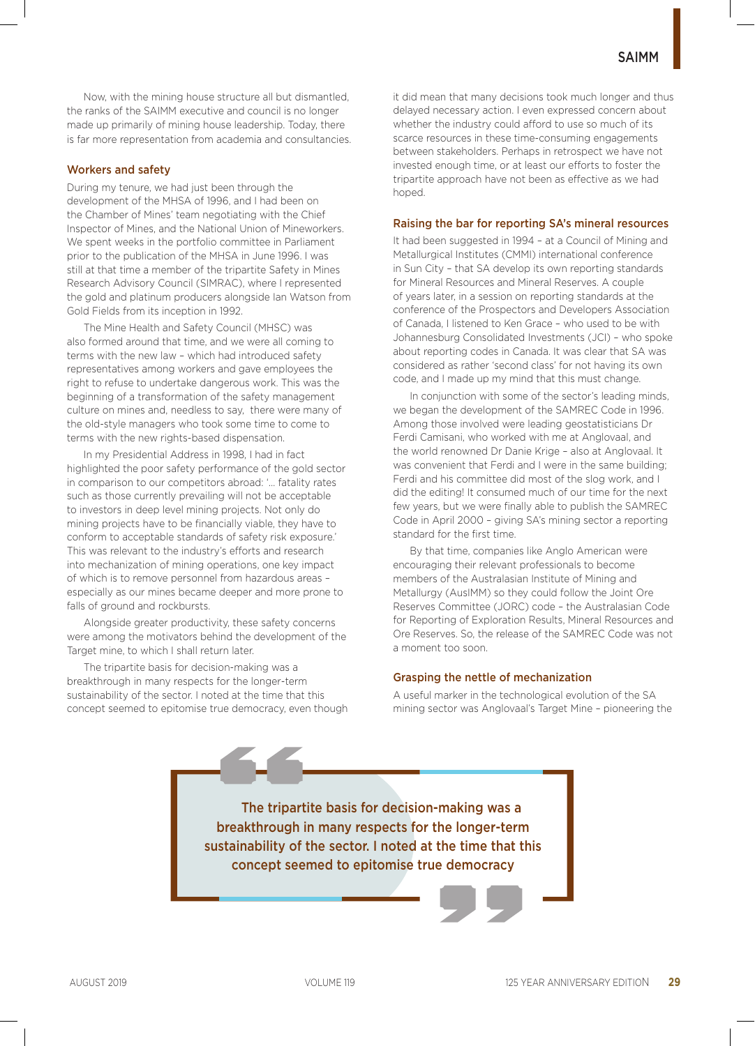Now, with the mining house structure all but dismantled, the ranks of the SAIMM executive and council is no longer made up primarily of mining house leadership. Today, there is far more representation from academia and consultancies.

## Workers and safety

During my tenure, we had just been through the development of the MHSA of 1996, and I had been on the Chamber of Mines' team negotiating with the Chief Inspector of Mines, and the National Union of Mineworkers. We spent weeks in the portfolio committee in Parliament prior to the publication of the MHSA in June 1996. I was still at that time a member of the tripartite Safety in Mines Research Advisory Council (SIMRAC), where I represented the gold and platinum producers alongside Ian Watson from Gold Fields from its inception in 1992.

The Mine Health and Safety Council (MHSC) was also formed around that time, and we were all coming to terms with the new law – which had introduced safety representatives among workers and gave employees the right to refuse to undertake dangerous work. This was the beginning of a transformation of the safety management culture on mines and, needless to say, there were many of the old-style managers who took some time to come to terms with the new rights-based dispensation.

In my Presidential Address in 1998, I had in fact highlighted the poor safety performance of the gold sector in comparison to our competitors abroad: '... fatality rates such as those currently prevailing will not be acceptable to investors in deep level mining projects. Not only do mining projects have to be financially viable, they have to conform to acceptable standards of safety risk exposure.' This was relevant to the industry's efforts and research into mechanization of mining operations, one key impact of which is to remove personnel from hazardous areas – especially as our mines became deeper and more prone to falls of ground and rockbursts.

Alongside greater productivity, these safety concerns were among the motivators behind the development of the Target mine, to which I shall return later.

The tripartite basis for decision-making was a breakthrough in many respects for the longer-term sustainability of the sector. I noted at the time that this concept seemed to epitomise true democracy, even though it did mean that many decisions took much longer and thus delayed necessary action. I even expressed concern about whether the industry could afford to use so much of its scarce resources in these time-consuming engagements between stakeholders. Perhaps in retrospect we have not invested enough time, or at least our efforts to foster the tripartite approach have not been as effective as we had hoped.

> The tripartite basis for decision-making was a breakthrough in many respects for the longer-term sustainability of the sector. I noted at the time that this concept seemed to epitomise true democracy

## Raising the bar for reporting SA's mineral resources

It had been suggested in 1994 – at a Council of Mining and Metallurgical Institutes (CMMI) international conference in Sun City – that SA develop its own reporting standards for Mineral Resources and Mineral Reserves. A couple of years later, in a session on reporting standards at the conference of the Prospectors and Developers Association of Canada, I listened to Ken Grace – who used to be with Johannesburg Consolidated Investments (JCI) – who spoke about reporting codes in Canada. It was clear that SA was considered as rather 'second class' for not having its own code, and I made up my mind that this must change.

In conjunction with some of the sector's leading minds, we began the development of the SAMREC Code in 1996. Among those involved were leading geostatisticians Dr Ferdi Camisani, who worked with me at Anglovaal, and the world renowned Dr Danie Krige – also at Anglovaal. It was convenient that Ferdi and I were in the same building; Ferdi and his committee did most of the slog work, and I did the editing! It consumed much of our time for the next few years, but we were finally able to publish the SAMREC Code in April 2000 – giving SA's mining sector a reporting standard for the first time.

By that time, companies like Anglo American were encouraging their relevant professionals to become members of the Australasian Institute of Mining and Metallurgy (AusIMM) so they could follow the Joint Ore Reserves Committee (JORC) code – the Australasian Code for Reporting of Exploration Results, Mineral Resources and Ore Reserves. So, the release of the SAMREC Code was not a moment too soon.

## Grasping the nettle of mechanization

A useful marker in the technological evolution of the SA mining sector was Anglovaal's Target Mine – pioneering the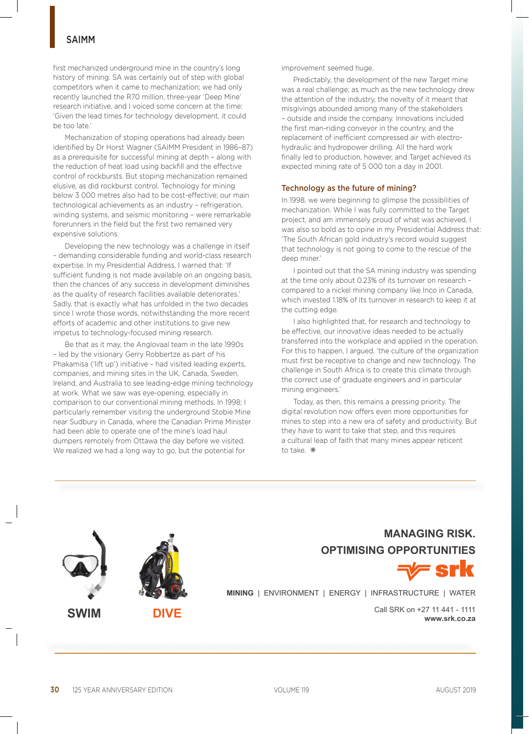first mechanized underground mine in the country's long history of mining. SA was certainly out of step with global competitors when it came to mechanization; we had only recently launched the R70 million, three-year 'Deep Mine' research initiative, and I voiced some concern at the time: 'Given the lead times for technology development, it could be too late.'

Mechanization of stoping operations had already been identified by Dr Horst Wagner (SAIMM President in 1986–87) as a prerequisite for successful mining at depth – along with the reduction of heat load using backfill and the effective control of rockbursts. But stoping mechanization remained elusive, as did rockburst control. Technology for mining below 3 000 metres also had to be cost-effective; our main technological achievements as an industry – refrigeration, winding systems, and seismic monitoring – were remarkable forerunners in the field but the first two remained very expensive solutions.

Developing the new technology was a challenge in itself – demanding considerable funding and world-class research expertise. In my Presidential Address, I warned that: 'If sufficient funding is not made available on an ongoing basis, then the chances of any success in development diminishes as the quality of research facilities available deteriorates.' Sadly, that is exactly what has unfolded in the two decades since I wrote those words, notwithstanding the more recent efforts of academic and other institutions to give new impetus to technology-focused mining research.

Be that as it may, the Anglovaal team in the late 1990s – led by the visionary Gerry Robbertze as part of his Phakamisa ('lift up') initiative – had visited leading experts, companies, and mining sites in the UK, Canada, Sweden, Ireland, and Australia to see leading-edge mining technology at work. What we saw was eye-opening, especially in comparison to our conventional mining methods. In 1998, I particularly remember visiting the underground Stobie Mine near Sudbury in Canada, where the Canadian Prime Minister had been able to operate one of the mine's load haul dumpers remotely from Ottawa the day before we visited. We realized we had a long way to go, but the potential for improvement seemed huge.

Predictably, the development of the new Target mine was a real challenge; as much as the new technology drew the attention of the industry, the novelty of it meant that misgivings abounded among many of the stakeholders – outside and inside the company. Innovations included the first man-riding conveyor in the country, and the replacement of inefficient compressed air with electro-hydraulic and hydropower drilling. All the hard work finally led to production, however, and Target achieved its expected mining rate of 5 000 ton a day in 2001.

## Technology as the future of mining?

In 1998, we were beginning to glimpse the possibilities of mechanization. While I was fully committed to the Target project, and am immensely proud of what was achieved, I was also so bold as to opine in my Presidential Address that: 'The South African gold industry's record would suggest that technology is not going to come to the rescue of the deep miner.'

I pointed out that the SA mining industry was spending at the time only about 0.23% of its turnover on research – compared to a nickel mining company like Inco in Canada, which invested 1.18% of its turnover in research to keep it at the cutting edge.

I also highlighted that, for research and technology to be effective, our innovative ideas needed to be actually transferred into the workplace and applied in the operation. For this to happen, I argued, 'the culture of the organization must first be receptive to change and new technology. The challenge in South Africa is to create this climate through the correct use of graduate engineers and in particular mining engineers.'

Today, as then, this remains a pressing priority. The digital revolution now offers even more opportunities for mines to step into a new era of safety and productivity. But they have to want to take that step, and this requires a cultural leap of faith that many mines appear reticent to take. ✷

SWIM DIVE

MANAGING RISK.
OPTIMISING OPPORTUNITIES

srk

MINING | ENVIRONMENT | ENERGY | INFRASTRUCTURE | WATER

Call SRK on +27 11 441 - 1111
www.srk.co.za